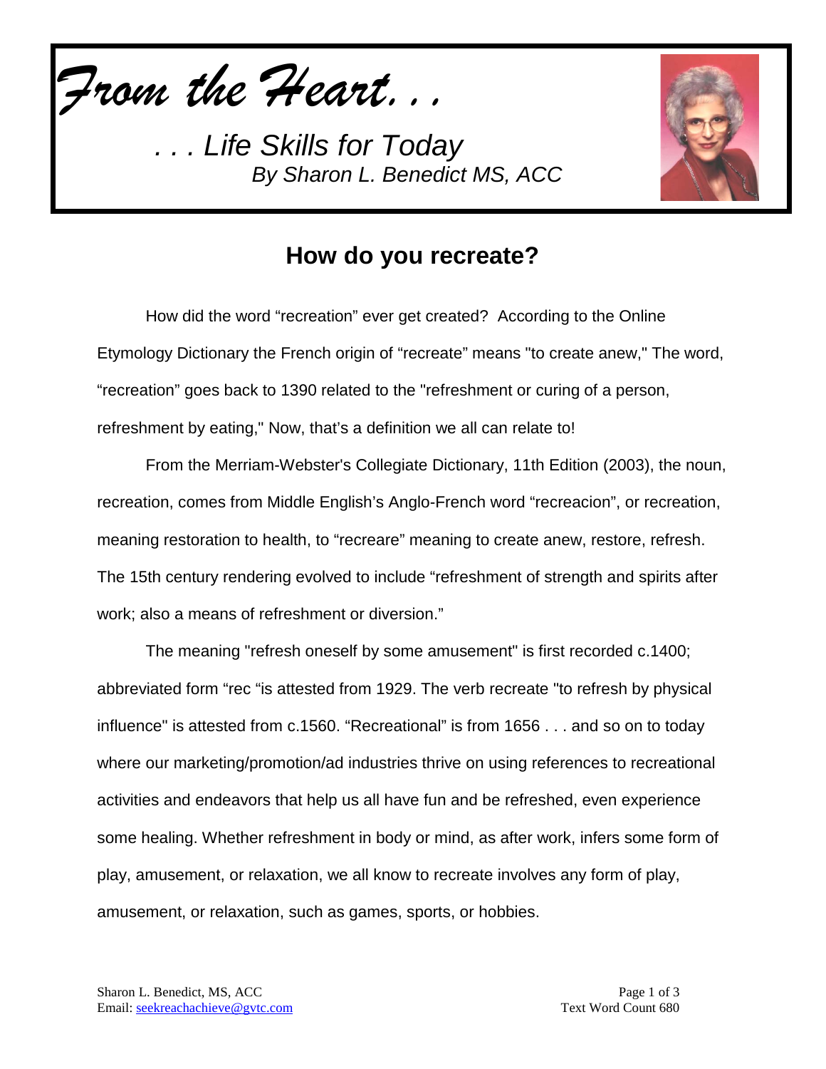*From the Heart. . .*

*. . . Life Skills for Today*
*By Sharon L. Benedict MS, ACC*

## How do you recreate?

How did the word "recreation" ever get created? According to the Online Etymology Dictionary the French origin of "recreate" means "to create anew," The word, "recreation" goes back to 1390 related to the "refreshment or curing of a person, refreshment by eating," Now, that's a definition we all can relate to!

From the Merriam-Webster's Collegiate Dictionary, 11th Edition (2003), the noun, recreation, comes from Middle English's Anglo-French word "recreacion", or recreation, meaning restoration to health, to "recreare" meaning to create anew, restore, refresh. The 15th century rendering evolved to include "refreshment of strength and spirits after work; also a means of refreshment or diversion."

The meaning "refresh oneself by some amusement" is first recorded c.1400; abbreviated form "rec "is attested from 1929. The verb recreate "to refresh by physical influence" is attested from c.1560. "Recreational" is from 1656 . . . and so on to today where our marketing/promotion/ad industries thrive on using references to recreational activities and endeavors that help us all have fun and be refreshed, even experience some healing. Whether refreshment in body or mind, as after work, infers some form of play, amusement, or relaxation, we all know to recreate involves any form of play, amusement, or relaxation, such as games, sports, or hobbies.

Sharon L. Benedict, MS, ACC
Email: seekreachachieve@gvtc.com

Text Word Count 680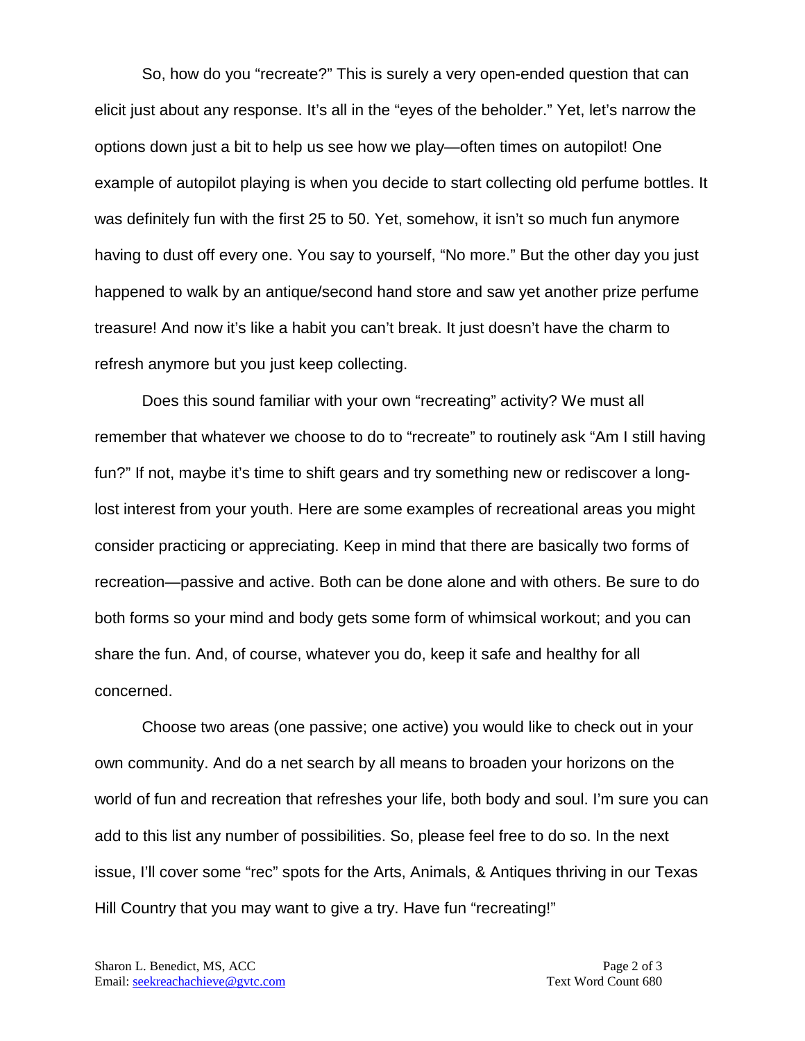So, how do you "recreate?" This is surely a very open-ended question that can elicit just about any response. It's all in the "eyes of the beholder." Yet, let's narrow the options down just a bit to help us see how we play—often times on autopilot! One example of autopilot playing is when you decide to start collecting old perfume bottles. It was definitely fun with the first 25 to 50. Yet, somehow, it isn't so much fun anymore having to dust off every one. You say to yourself, "No more." But the other day you just happened to walk by an antique/second hand store and saw yet another prize perfume treasure! And now it's like a habit you can't break. It just doesn't have the charm to refresh anymore but you just keep collecting.

Does this sound familiar with your own "recreating" activity? We must all remember that whatever we choose to do to "recreate" to routinely ask "Am I still having fun?" If not, maybe it's time to shift gears and try something new or rediscover a long-lost interest from your youth. Here are some examples of recreational areas you might consider practicing or appreciating. Keep in mind that there are basically two forms of recreation—passive and active. Both can be done alone and with others. Be sure to do both forms so your mind and body gets some form of whimsical workout; and you can share the fun. And, of course, whatever you do, keep it safe and healthy for all concerned.

Choose two areas (one passive; one active) you would like to check out in your own community. And do a net search by all means to broaden your horizons on the world of fun and recreation that refreshes your life, both body and soul. I'm sure you can add to this list any number of possibilities. So, please feel free to do so. In the next issue, I'll cover some "rec" spots for the Arts, Animals, & Antiques thriving in our Texas Hill Country that you may want to give a try. Have fun "recreating!"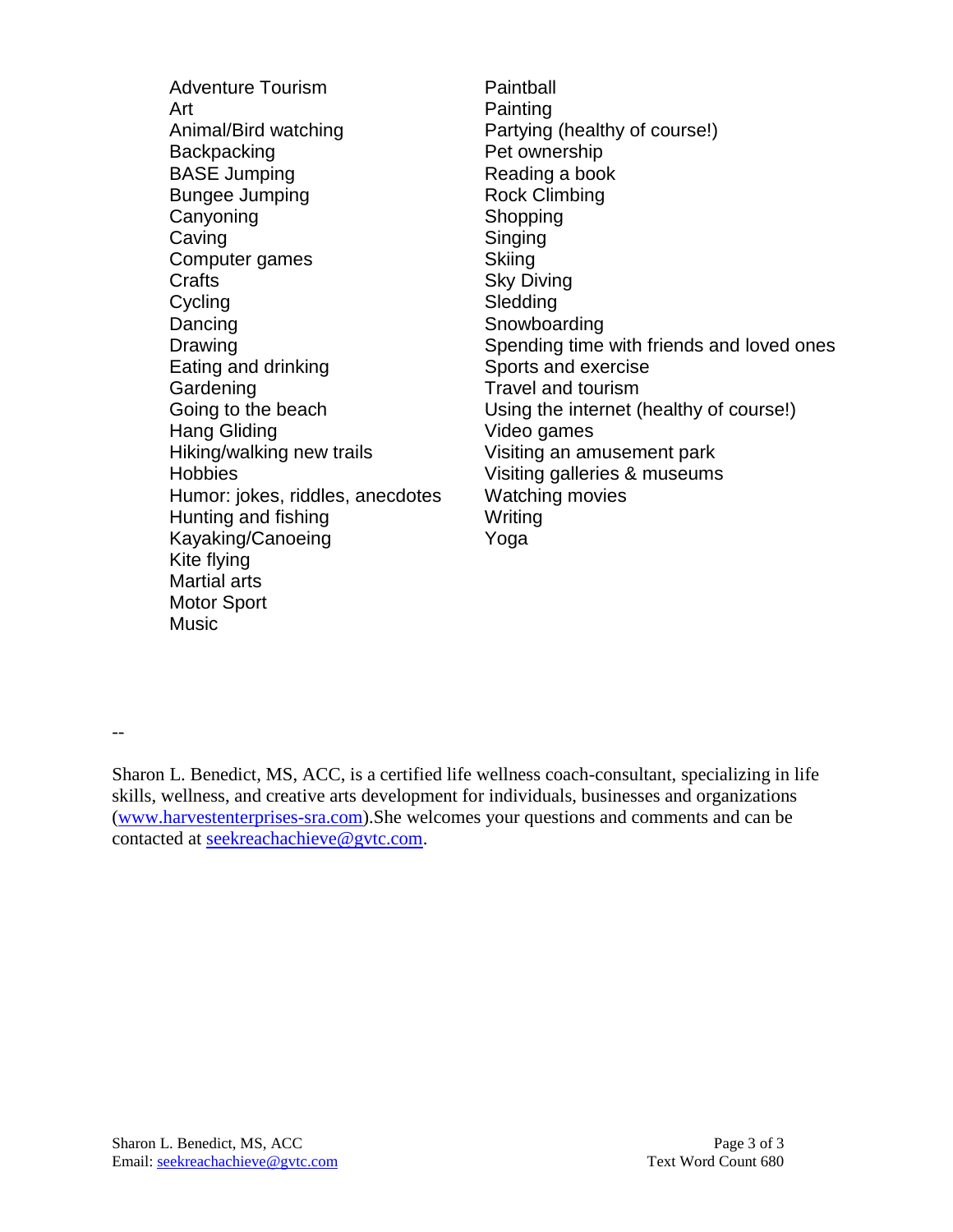- Adventure Tourism
- Art
- Animal/Bird watching
- Backpacking
- BASE Jumping
- Bungee Jumping
- Canyoning
- Caving
- Computer games
- Crafts
- Cycling
- Dancing
- Drawing
- Eating and drinking
- Gardening
- Going to the beach
- Hang Gliding
- Hiking/walking new trails
- Hobbies
- Humor: jokes, riddles, anecdotes
- Hunting and fishing
- Kayaking/Canoeing
- Kite flying
- Martial arts
- Motor Sport
- Music
- Paintball
- Painting
- Partying (healthy of course!)
- Pet ownership
- Reading a book
- Rock Climbing
- Shopping
- Singing
- Skiing
- Sky Diving
- Sledding
- Snowboarding
- Spending time with friends and loved ones
- Sports and exercise
- Travel and tourism
- Using the internet (healthy of course!)
- Video games
- Visiting an amusement park
- Visiting galleries & museums
- Watching movies
- Writing
- Yoga

--

Sharon L. Benedict, MS, ACC, is a certified life wellness coach-consultant, specializing in life skills, wellness, and creative arts development for individuals, businesses and organizations (www.harvestenterprises-sra.com).She welcomes your questions and comments and can be contacted at seekreachachieve@gvtc.com.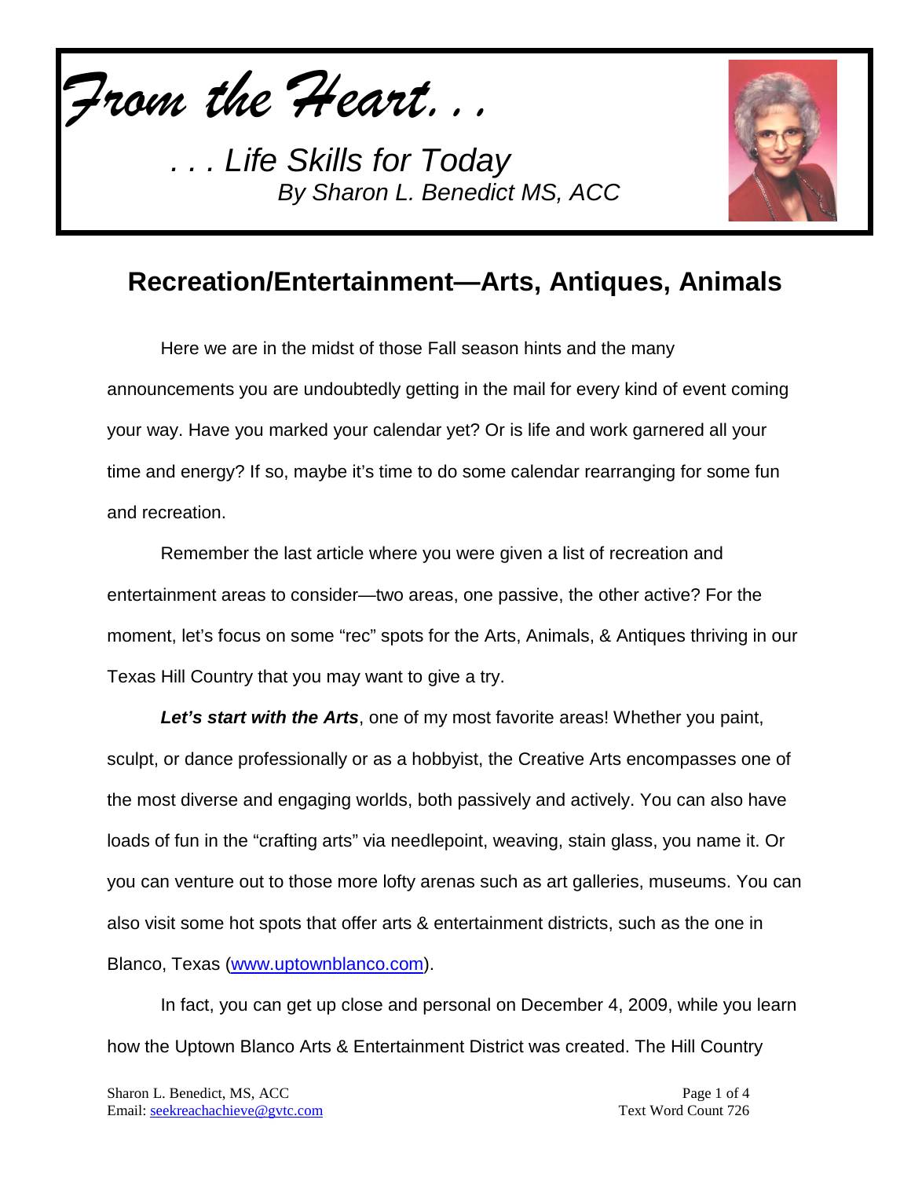*From the Heart. . .*

*. . . Life Skills for Today*
*By Sharon L. Benedict MS, ACC*

## Recreation/Entertainment—Arts, Antiques, Animals

Here we are in the midst of those Fall season hints and the many announcements you are undoubtedly getting in the mail for every kind of event coming your way. Have you marked your calendar yet? Or is life and work garnered all your time and energy? If so, maybe it's time to do some calendar rearranging for some fun and recreation.

Remember the last article where you were given a list of recreation and entertainment areas to consider—two areas, one passive, the other active? For the moment, let's focus on some "rec" spots for the Arts, Animals, & Antiques thriving in our Texas Hill Country that you may want to give a try.

***Let's start with the Arts***, one of my most favorite areas! Whether you paint, sculpt, or dance professionally or as a hobbyist, the Creative Arts encompasses one of the most diverse and engaging worlds, both passively and actively. You can also have loads of fun in the "crafting arts" via needlepoint, weaving, stain glass, you name it. Or you can venture out to those more lofty arenas such as art galleries, museums. You can also visit some hot spots that offer arts & entertainment districts, such as the one in Blanco, Texas (www.uptownblanco.com).

In fact, you can get up close and personal on December 4, 2009, while you learn how the Uptown Blanco Arts & Entertainment District was created. The Hill Country

Sharon L. Benedict, MS, ACC
Email: seekreachachieve@gvtc.com

Text Word Count 726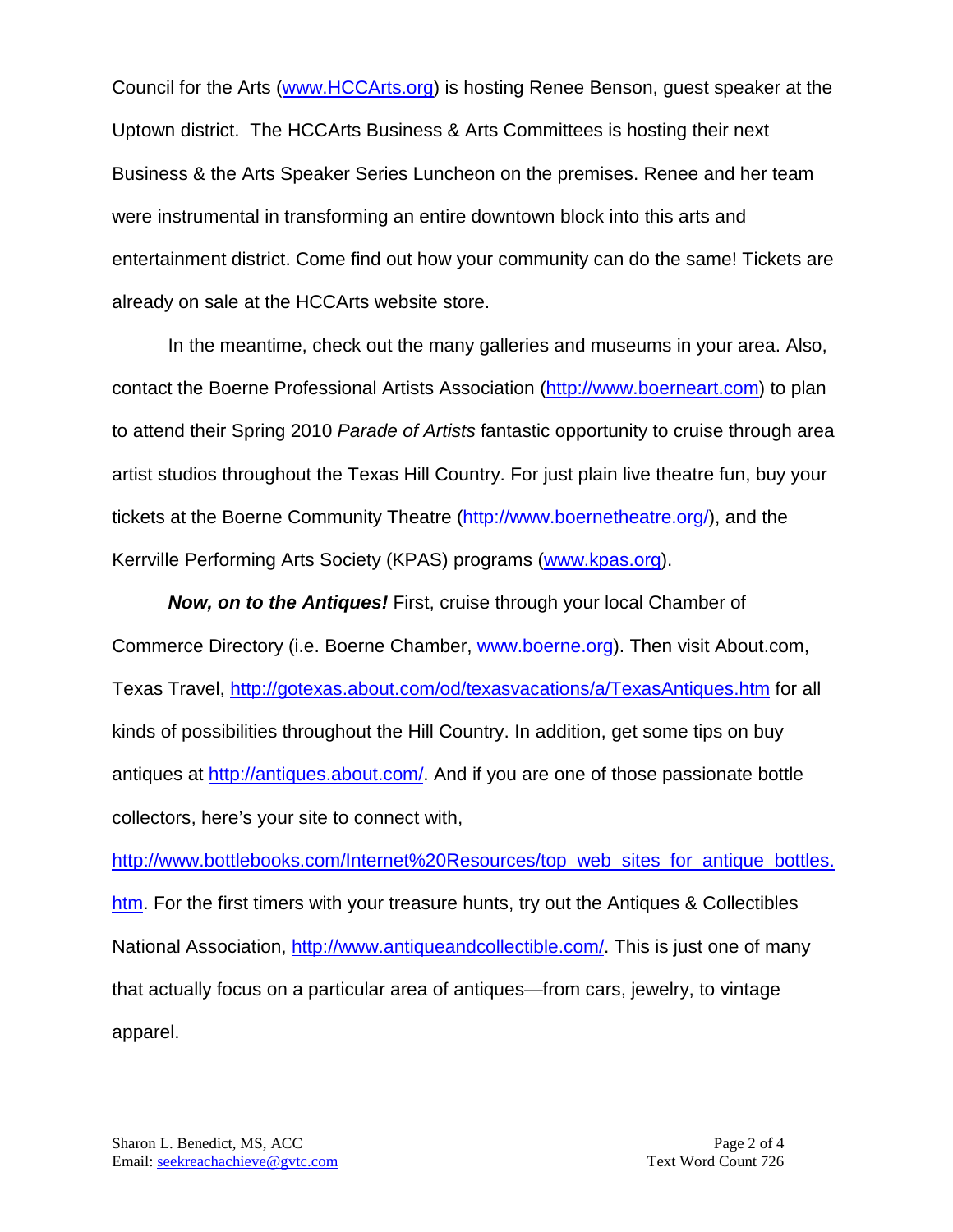Council for the Arts (www.HCCArts.org) is hosting Renee Benson, guest speaker at the Uptown district. The HCCArts Business & Arts Committees is hosting their next Business & the Arts Speaker Series Luncheon on the premises. Renee and her team were instrumental in transforming an entire downtown block into this arts and entertainment district. Come find out how your community can do the same! Tickets are already on sale at the HCCArts website store.

In the meantime, check out the many galleries and museums in your area. Also, contact the Boerne Professional Artists Association (http://www.boerneart.com) to plan to attend their Spring 2010 *Parade of Artists* fantastic opportunity to cruise through area artist studios throughout the Texas Hill Country. For just plain live theatre fun, buy your tickets at the Boerne Community Theatre (http://www.boernetheatre.org/), and the Kerrville Performing Arts Society (KPAS) programs (www.kpas.org).

***Now, on to the Antiques!*** First, cruise through your local Chamber of Commerce Directory (i.e. Boerne Chamber, www.boerne.org). Then visit About.com, Texas Travel, http://gotexas.about.com/od/texasvacations/a/TexasAntiques.htm for all kinds of possibilities throughout the Hill Country. In addition, get some tips on buy antiques at http://antiques.about.com/. And if you are one of those passionate bottle collectors, here's your site to connect with, http://www.bottlebooks.com/Internet%20Resources/top_web_sites_for_antique_bottles.htm. For the first timers with your treasure hunts, try out the Antiques & Collectibles National Association, http://www.antiqueandcollectible.com/. This is just one of many that actually focus on a particular area of antiques—from cars, jewelry, to vintage apparel.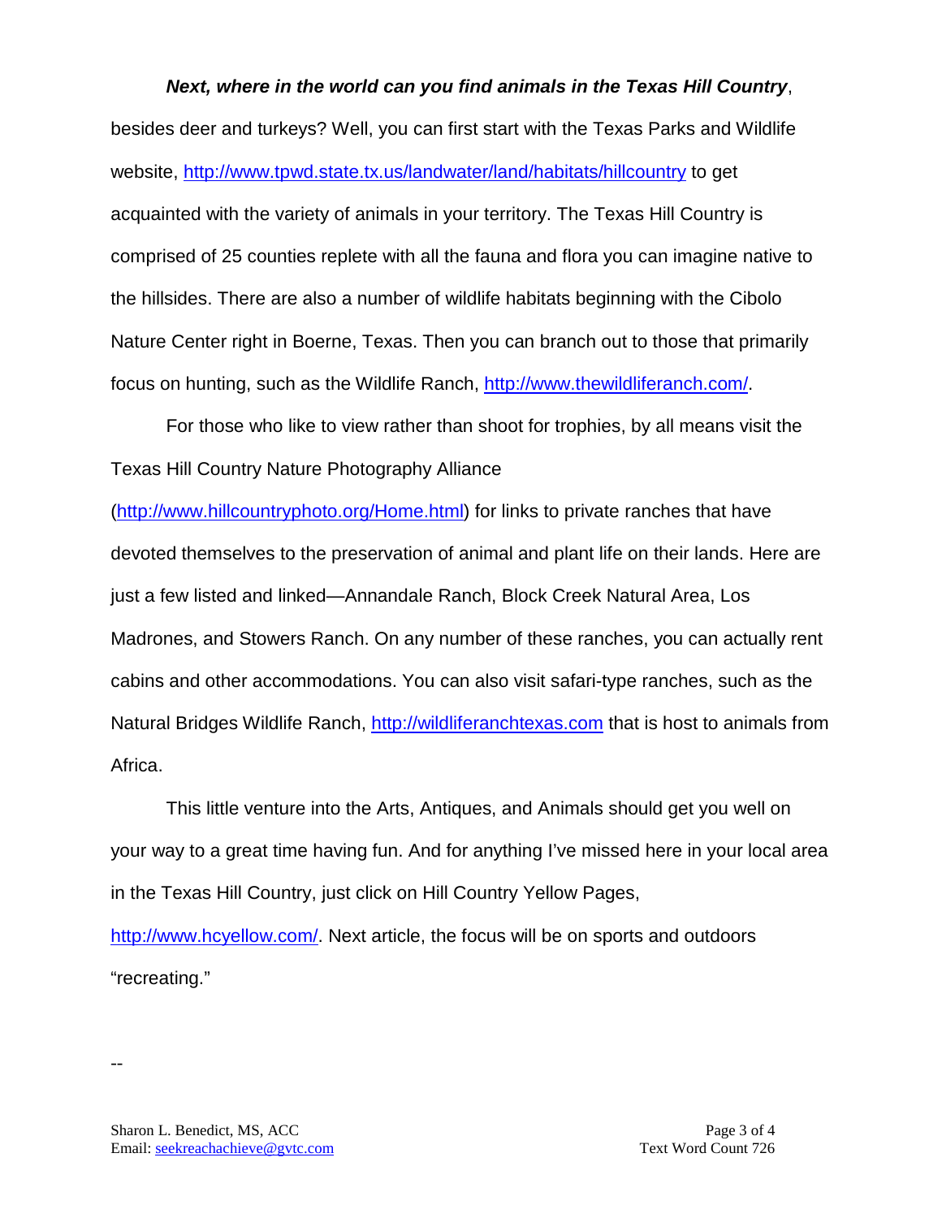***Next, where in the world can you find animals in the Texas Hill Country***, besides deer and turkeys? Well, you can first start with the Texas Parks and Wildlife website, http://www.tpwd.state.tx.us/landwater/land/habitats/hillcountry to get acquainted with the variety of animals in your territory. The Texas Hill Country is comprised of 25 counties replete with all the fauna and flora you can imagine native to the hillsides. There are also a number of wildlife habitats beginning with the Cibolo Nature Center right in Boerne, Texas. Then you can branch out to those that primarily focus on hunting, such as the Wildlife Ranch, http://www.thewildliferanch.com/.

For those who like to view rather than shoot for trophies, by all means visit the Texas Hill Country Nature Photography Alliance (http://www.hillcountryphoto.org/Home.html) for links to private ranches that have devoted themselves to the preservation of animal and plant life on their lands. Here are just a few listed and linked—Annandale Ranch, Block Creek Natural Area, Los Madrones, and Stowers Ranch. On any number of these ranches, you can actually rent cabins and other accommodations. You can also visit safari-type ranches, such as the Natural Bridges Wildlife Ranch, http://wildliferanchtexas.com that is host to animals from Africa.

This little venture into the Arts, Antiques, and Animals should get you well on your way to a great time having fun. And for anything I've missed here in your local area in the Texas Hill Country, just click on Hill Country Yellow Pages, http://www.hcyellow.com/. Next article, the focus will be on sports and outdoors "recreating."

--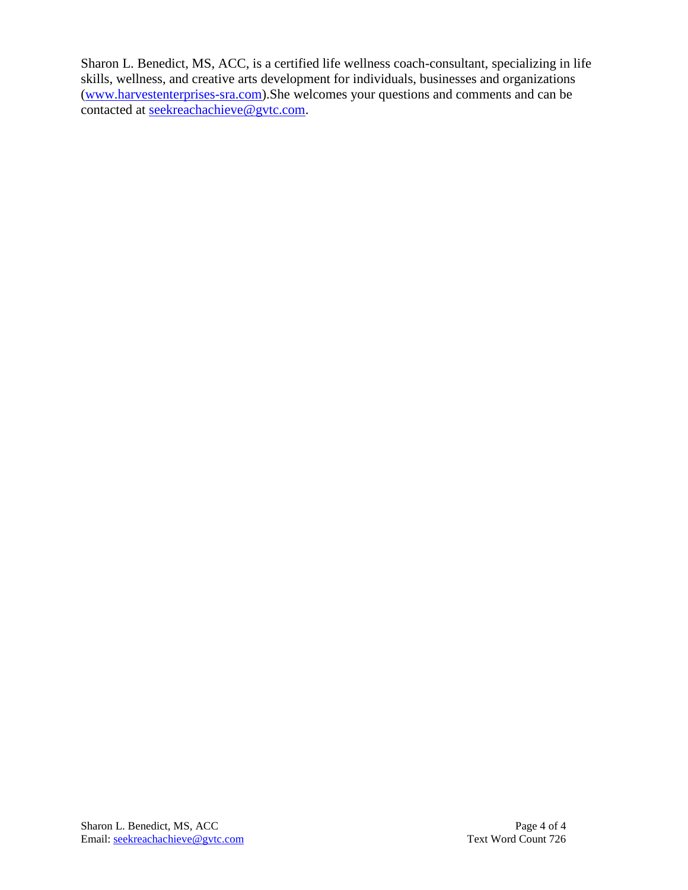Sharon L. Benedict, MS, ACC, is a certified life wellness coach-consultant, specializing in life skills, wellness, and creative arts development for individuals, businesses and organizations (www.harvestenterprises-sra.com).She welcomes your questions and comments and can be contacted at seekreachachieve@gvtc.com.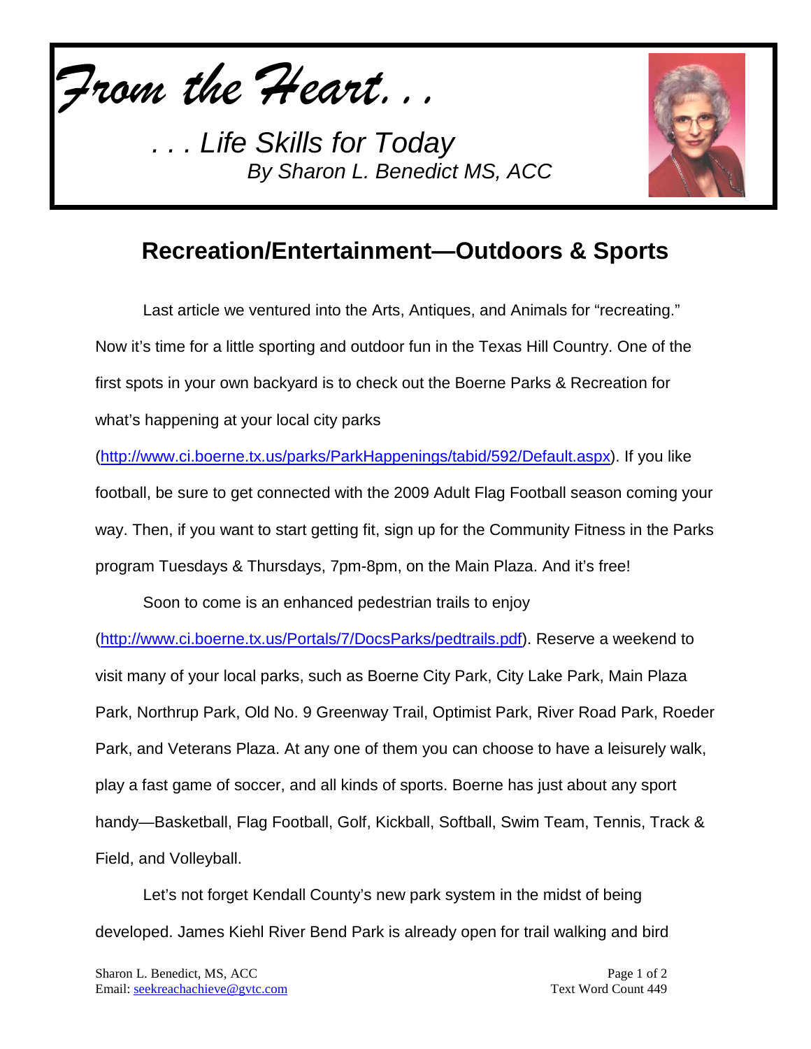*From the Heart…*

*. . . Life Skills for Today*
*By Sharon L. Benedict MS, ACC*

## Recreation/Entertainment—Outdoors & Sports

Last article we ventured into the Arts, Antiques, and Animals for "recreating." Now it's time for a little sporting and outdoor fun in the Texas Hill Country. One of the first spots in your own backyard is to check out the Boerne Parks & Recreation for what's happening at your local city parks (http://www.ci.boerne.tx.us/parks/ParkHappenings/tabid/592/Default.aspx). If you like football, be sure to get connected with the 2009 Adult Flag Football season coming your way. Then, if you want to start getting fit, sign up for the Community Fitness in the Parks program Tuesdays & Thursdays, 7pm-8pm, on the Main Plaza. And it's free!

Soon to come is an enhanced pedestrian trails to enjoy (http://www.ci.boerne.tx.us/Portals/7/DocsParks/pedtrails.pdf). Reserve a weekend to visit many of your local parks, such as Boerne City Park, City Lake Park, Main Plaza Park, Northrup Park, Old No. 9 Greenway Trail, Optimist Park, River Road Park, Roeder Park, and Veterans Plaza. At any one of them you can choose to have a leisurely walk, play a fast game of soccer, and all kinds of sports. Boerne has just about any sport handy—Basketball, Flag Football, Golf, Kickball, Softball, Swim Team, Tennis, Track & Field, and Volleyball.

Let's not forget Kendall County's new park system in the midst of being developed. James Kiehl River Bend Park is already open for trail walking and bird

Sharon L. Benedict, MS, ACC
Email: seekreachachieve@gvtc.com

Text Word Count 449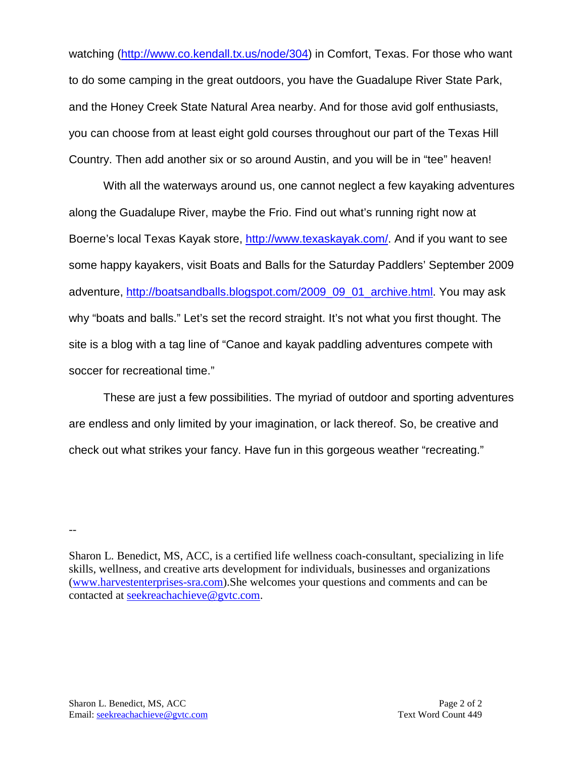watching (http://www.co.kendall.tx.us/node/304) in Comfort, Texas. For those who want to do some camping in the great outdoors, you have the Guadalupe River State Park, and the Honey Creek State Natural Area nearby. And for those avid golf enthusiasts, you can choose from at least eight gold courses throughout our part of the Texas Hill Country. Then add another six or so around Austin, and you will be in “tee” heaven!

With all the waterways around us, one cannot neglect a few kayaking adventures along the Guadalupe River, maybe the Frio. Find out what’s running right now at Boerne’s local Texas Kayak store, http://www.texaskayak.com/. And if you want to see some happy kayakers, visit Boats and Balls for the Saturday Paddlers’ September 2009 adventure, http://boatsandballs.blogspot.com/2009_09_01_archive.html. You may ask why “boats and balls.” Let’s set the record straight. It’s not what you first thought. The site is a blog with a tag line of “Canoe and kayak paddling adventures compete with soccer for recreational time.”

These are just a few possibilities. The myriad of outdoor and sporting adventures are endless and only limited by your imagination, or lack thereof. So, be creative and check out what strikes your fancy. Have fun in this gorgeous weather “recreating.”

--

Sharon L. Benedict, MS, ACC, is a certified life wellness coach-consultant, specializing in life skills, wellness, and creative arts development for individuals, businesses and organizations (www.harvestenterprises-sra.com).She welcomes your questions and comments and can be contacted at seekreachachieve@gvtc.com.

Text Word Count 449